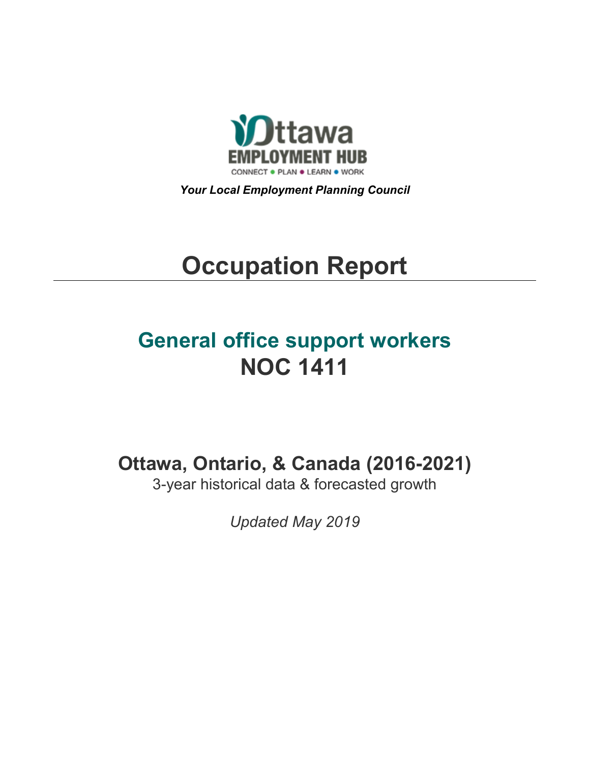Ottawa EMPLOYMENT HUB

CONNECT • PLAN • LEARN • WORK

***Your Local Employment Planning Council***

# Occupation Report

## General office support workers
## NOC 1411

### Ottawa, Ontario, & Canada (2016-2021)

3-year historical data & forecasted growth

*Updated May 2019*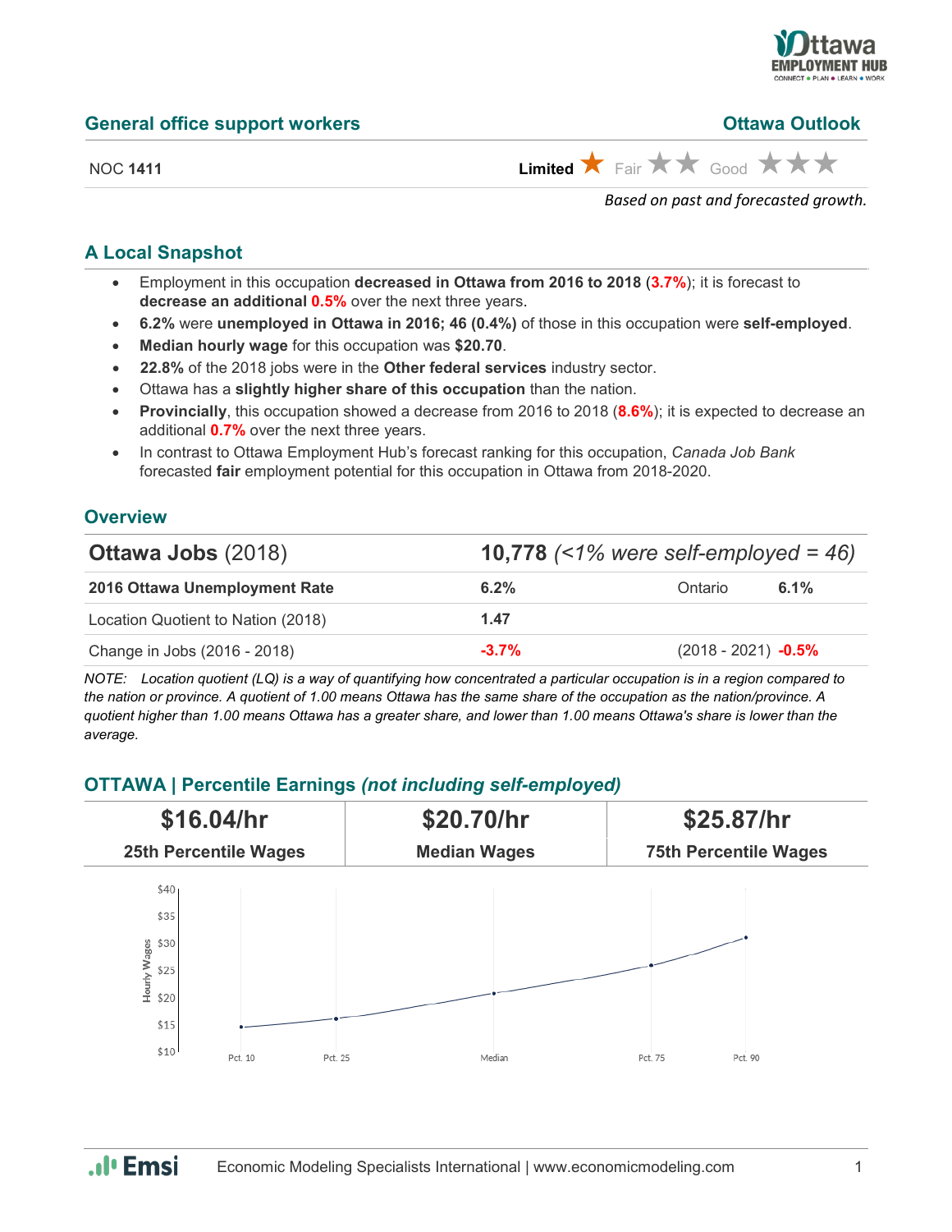## General office support workers

**Ottawa Outlook**

NOC **1411**

**Limited** ★ Fair ★★ Good ★★★

*Based on past and forecasted growth.*

## A Local Snapshot

- Employment in this occupation **decreased in Ottawa from 2016 to 2018** (**3.7%**); it is forecast to **decrease an additional 0.5%** over the next three years.
- **6.2%** were **unemployed in Ottawa in 2016; 46 (0.4%)** of those in this occupation were **self-employed**.
- **Median hourly wage** for this occupation was **$20.70**.
- **22.8%** of the 2018 jobs were in the **Other federal services** industry sector.
- Ottawa has a **slightly higher share of this occupation** than the nation.
- **Provincially**, this occupation showed a decrease from 2016 to 2018 (**8.6%**); it is expected to decrease an additional **0.7%** over the next three years.
- In contrast to Ottawa Employment Hub's forecast ranking for this occupation, *Canada Job Bank* forecasted **fair** employment potential for this occupation in Ottawa from 2018-2020.

## Overview

| **Ottawa Jobs** (2018) | **10,778** *(<1% were self-employed = 46)* | | |
|---|---|---|---|
| **2016 Ottawa Unemployment Rate** | **6.2%** | Ontario | **6.1%** |
| Location Quotient to Nation (2018) | **1.47** | | |
| Change in Jobs (2016 - 2018) | **-3.7%** | (2018 - 2021) | **-0.5%** |

*NOTE: Location quotient (LQ) is a way of quantifying how concentrated a particular occupation is in a region compared to the nation or province. A quotient of 1.00 means Ottawa has the same share of the occupation as the nation/province. A quotient higher than 1.00 means Ottawa has a greater share, and lower than 1.00 means Ottawa's share is lower than the average.*

## OTTAWA | Percentile Earnings *(not including self-employed)*

| **$16.04/hr** | **$20.70/hr** | **$25.87/hr** |
|---|---|---|
| **25th Percentile Wages** | **Median Wages** | **75th Percentile Wages** |

Hourly Wages: Pct. 10, Pct. 25, Median, Pct. 75, Pct. 90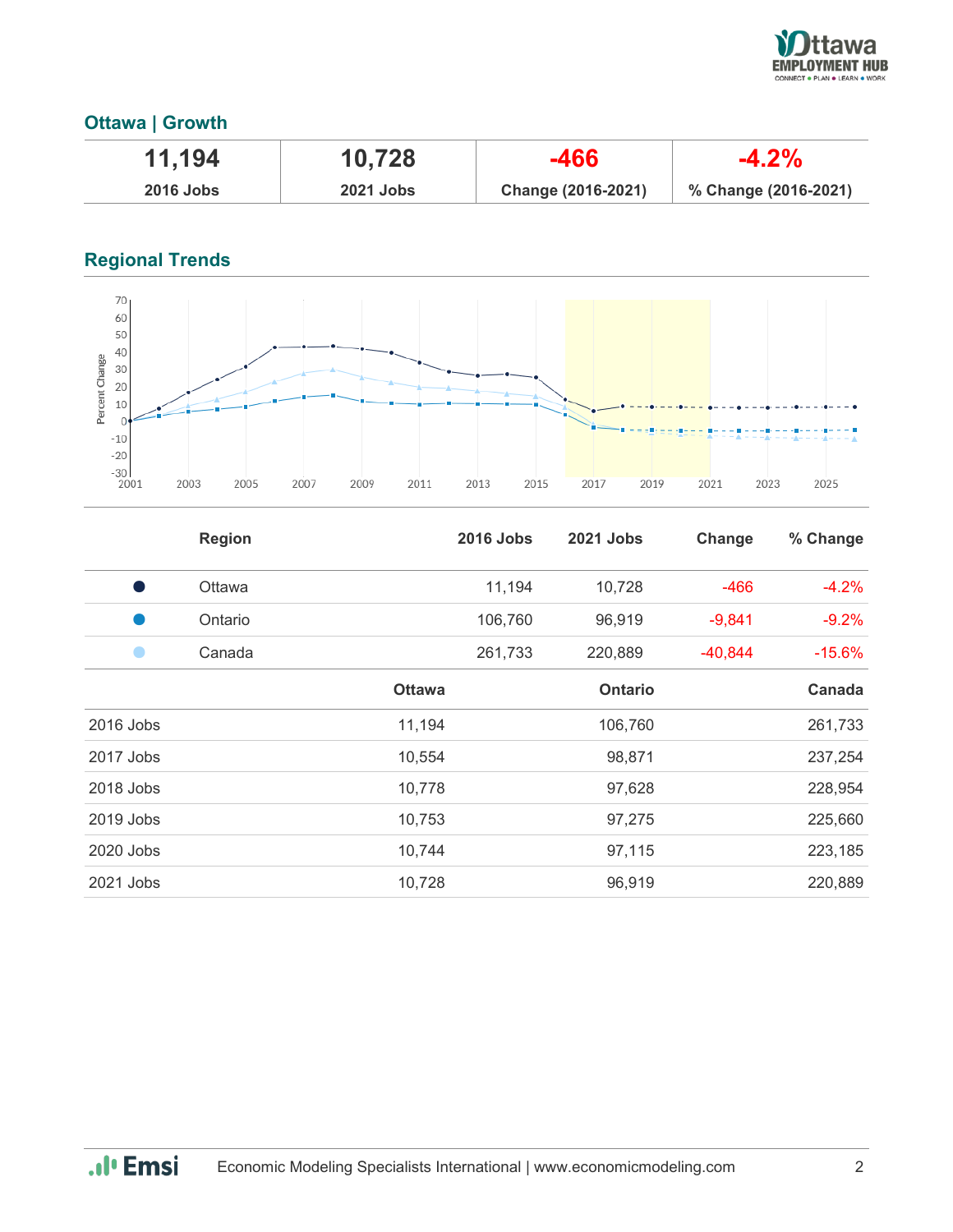## Ottawa | Growth

| 11,194 | 10,728 | -466 | -4.2% |
|---|---|---|---|
| 2016 Jobs | 2021 Jobs | Change (2016-2021) | % Change (2016-2021) |

## Regional Trends

| | Region | 2016 Jobs | 2021 Jobs | Change | % Change |
|---|---|---|---|---|---|
| ● | Ottawa | 11,194 | 10,728 | -466 | -4.2% |
| ● | Ontario | 106,760 | 96,919 | -9,841 | -9.2% |
| ● | Canada | 261,733 | 220,889 | -40,844 | -15.6% |

| | Ottawa | Ontario | Canada |
|---|---|---|---|
| 2016 Jobs | 11,194 | 106,760 | 261,733 |
| 2017 Jobs | 10,554 | 98,871 | 237,254 |
| 2018 Jobs | 10,778 | 97,628 | 228,954 |
| 2019 Jobs | 10,753 | 97,275 | 225,660 |
| 2020 Jobs | 10,744 | 97,115 | 223,185 |
| 2021 Jobs | 10,728 | 96,919 | 220,889 |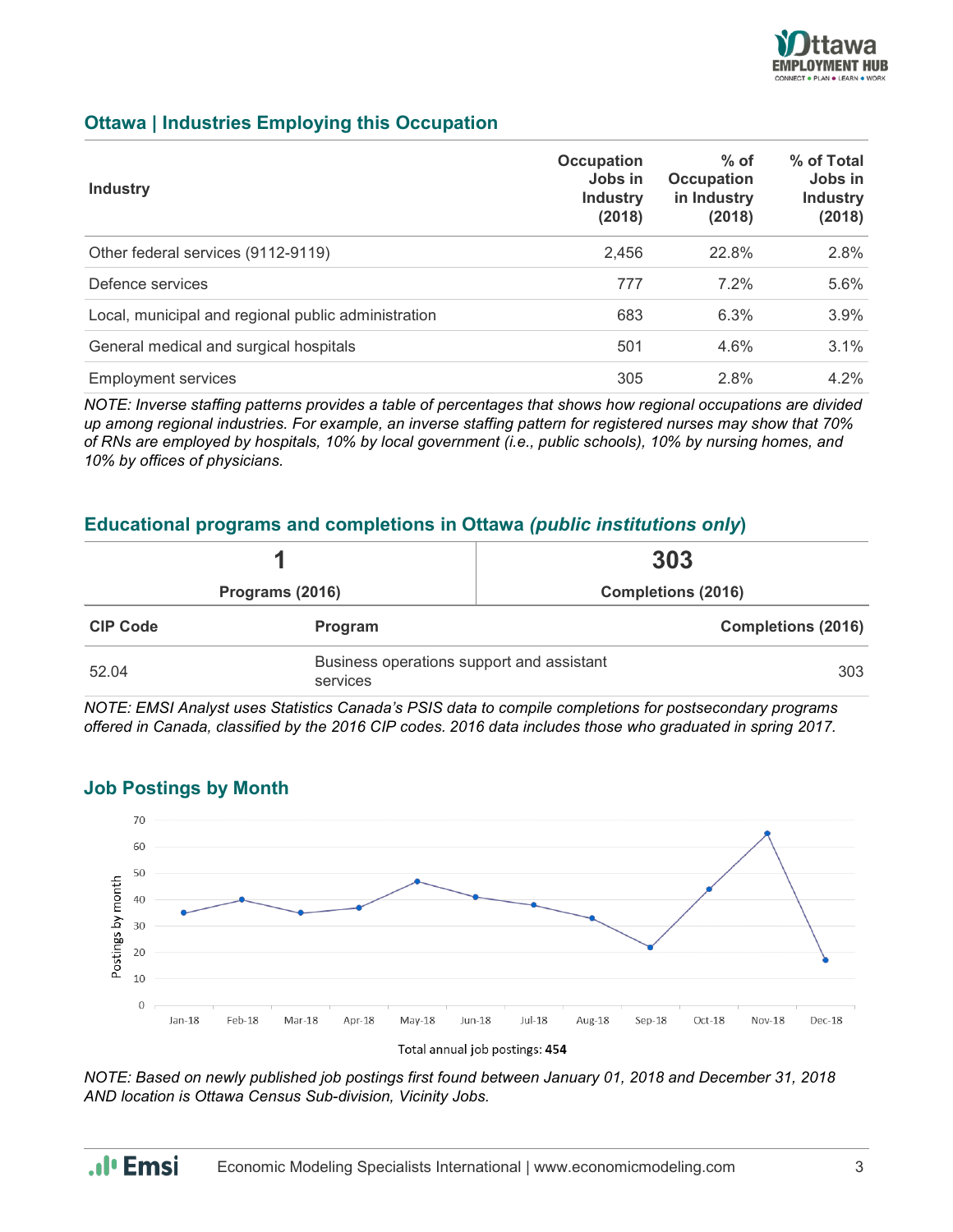## Ottawa | Industries Employing this Occupation

| Industry | Occupation Jobs in Industry (2018) | % of Occupation in Industry (2018) | % of Total Jobs in Industry (2018) |
|---|---|---|---|
| Other federal services (9112-9119) | 2,456 | 22.8% | 2.8% |
| Defence services | 777 | 7.2% | 5.6% |
| Local, municipal and regional public administration | 683 | 6.3% | 3.9% |
| General medical and surgical hospitals | 501 | 4.6% | 3.1% |
| Employment services | 305 | 2.8% | 4.2% |

*NOTE: Inverse staffing patterns provides a table of percentages that shows how regional occupations are divided up among regional industries. For example, an inverse staffing pattern for registered nurses may show that 70% of RNs are employed by hospitals, 10% by local government (i.e., public schools), 10% by nursing homes, and 10% by offices of physicians.*

## Educational programs and completions in Ottawa *(public institutions only)*

| 1 | 303 |
|---|---|
| Programs (2016) | Completions (2016) |

| CIP Code | Program | Completions (2016) |
|---|---|---|
| 52.04 | Business operations support and assistant services | 303 |

*NOTE: EMSI Analyst uses Statistics Canada's PSIS data to compile completions for postsecondary programs offered in Canada, classified by the 2016 CIP codes. 2016 data includes those who graduated in spring 2017.*

## Job Postings by Month

| Month | Postings by month |
|---|---|
| Jan-18 | 35 |
| Feb-18 | 40 |
| Mar-18 | 35 |
| Apr-18 | 37 |
| May-18 | 47 |
| Jun-18 | 41 |
| Jul-18 | 38 |
| Aug-18 | 33 |
| Sep-18 | 22 |
| Oct-18 | 44 |
| Nov-18 | 65 |
| Dec-18 | 17 |

Total annual job postings: **454**

*NOTE: Based on newly published job postings first found between January 01, 2018 and December 31, 2018 AND location is Ottawa Census Sub-division, Vicinity Jobs.*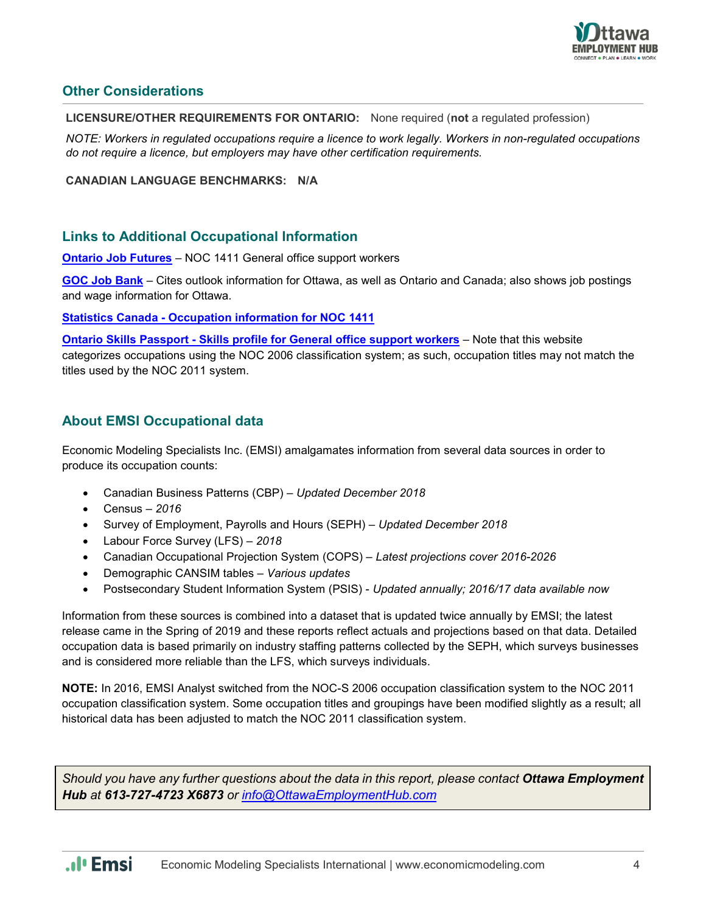## Other Considerations

**LICENSURE/OTHER REQUIREMENTS FOR ONTARIO:** None required (**not** a regulated profession)

*NOTE: Workers in regulated occupations require a licence to work legally. Workers in non-regulated occupations do not require a licence, but employers may have other certification requirements.*

**CANADIAN LANGUAGE BENCHMARKS: N/A**

## Links to Additional Occupational Information

**Ontario Job Futures** – NOC 1411 General office support workers

**GOC Job Bank** – Cites outlook information for Ottawa, as well as Ontario and Canada; also shows job postings and wage information for Ottawa.

**Statistics Canada - Occupation information for NOC 1411**

**Ontario Skills Passport - Skills profile for General office support workers** – Note that this website categorizes occupations using the NOC 2006 classification system; as such, occupation titles may not match the titles used by the NOC 2011 system.

## About EMSI Occupational data

Economic Modeling Specialists Inc. (EMSI) amalgamates information from several data sources in order to produce its occupation counts:

- Canadian Business Patterns (CBP) – *Updated December 2018*
- Census – *2016*
- Survey of Employment, Payrolls and Hours (SEPH) – *Updated December 2018*
- Labour Force Survey (LFS) – *2018*
- Canadian Occupational Projection System (COPS) – *Latest projections cover 2016-2026*
- Demographic CANSIM tables – *Various updates*
- Postsecondary Student Information System (PSIS) - *Updated annually; 2016/17 data available now*

Information from these sources is combined into a dataset that is updated twice annually by EMSI; the latest release came in the Spring of 2019 and these reports reflect actuals and projections based on that data. Detailed occupation data is based primarily on industry staffing patterns collected by the SEPH, which surveys businesses and is considered more reliable than the LFS, which surveys individuals.

**NOTE:** In 2016, EMSI Analyst switched from the NOC-S 2006 occupation classification system to the NOC 2011 occupation classification system. Some occupation titles and groupings have been modified slightly as a result; all historical data has been adjusted to match the NOC 2011 classification system.

*Should you have any further questions about the data in this report, please contact **Ottawa Employment Hub** at **613-727-4723 X6873** or info@OttawaEmploymentHub.com*